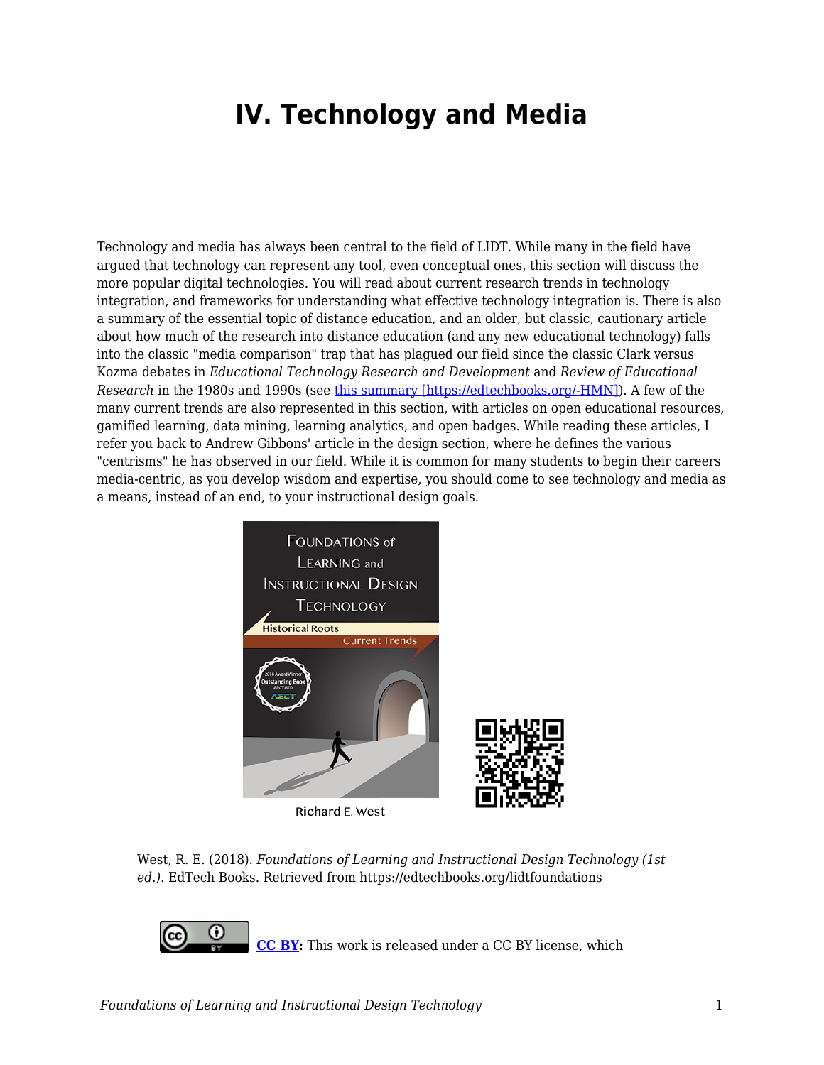# IV. Technology and Media

Technology and media has always been central to the field of LIDT. While many in the field have argued that technology can represent any tool, even conceptual ones, this section will discuss the more popular digital technologies. You will read about current research trends in technology integration, and frameworks for understanding what effective technology integration is. There is also a summary of the essential topic of distance education, and an older, but classic, cautionary article about how much of the research into distance education (and any new educational technology) falls into the classic "media comparison" trap that has plagued our field since the classic Clark versus Kozma debates in *Educational Technology Research and Development* and *Review of Educational Research* in the 1980s and 1990s (see [this summary [https://edtechbooks.org/-HMN]](https://edtechbooks.org/-HMN)). A few of the many current trends are also represented in this section, with articles on open educational resources, gamified learning, data mining, learning analytics, and open badges. While reading these articles, I refer you back to Andrew Gibbons' article in the design section, where he defines the various "centrisms" he has observed in our field. While it is common for many students to begin their careers media-centric, as you develop wisdom and expertise, you should come to see technology and media as a means, instead of an end, to your instructional design goals.

West, R. E. (2018). *Foundations of Learning and Instructional Design Technology (1st ed.)*. EdTech Books. Retrieved from https://edtechbooks.org/lidtfoundations

**CC BY:** This work is released under a CC BY license, which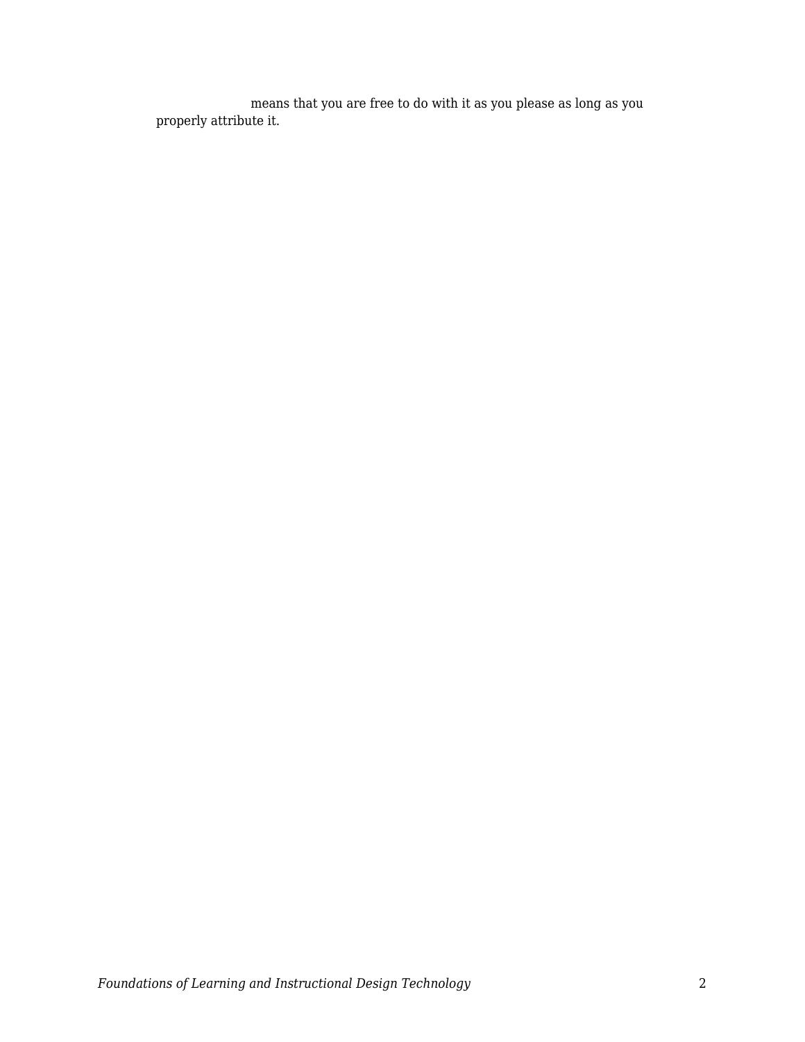means that you are free to do with it as you please as long as you properly attribute it.